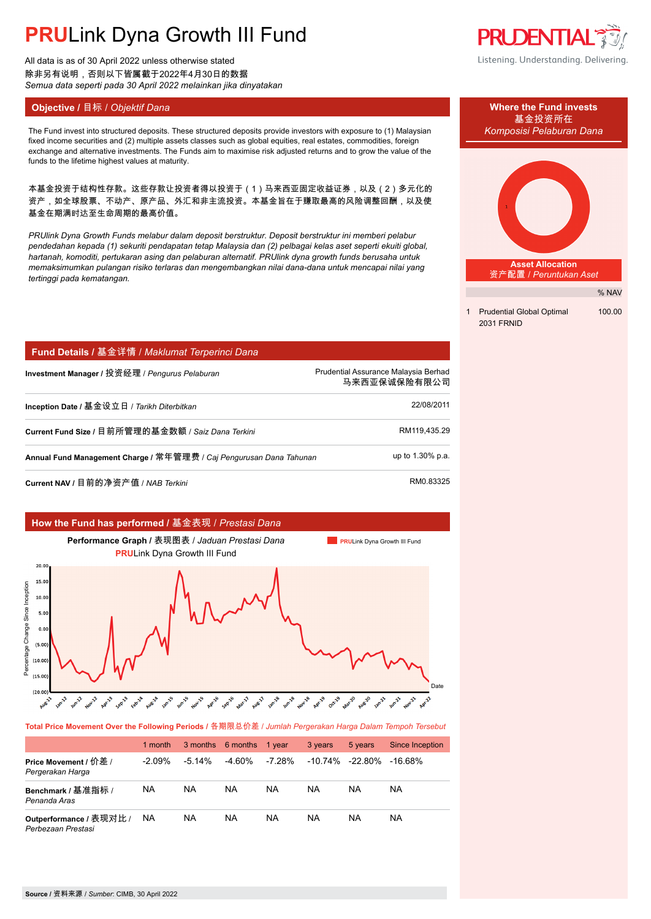# PRULink Dyna Growth III Fund

All data is as of 30 April 2022 unless otherwise stated
除非另有说明，否则以下皆属截于2022年4月30日的数据
*Semua data seperti pada 30 April 2022 melainkan jika dinyatakan*

## Objective / 目标 / *Objektif Dana*

The Fund invest into structured deposits. These structured deposits provide investors with exposure to (1) Malaysian fixed income securities and (2) multiple assets classes such as global equities, real estates, commodities, foreign exchange and alternative investments. The Funds aim to maximise risk adjusted returns and to grow the value of the funds to the lifetime highest values at maturity.

本基金投资于结构性存款。这些存款让投资者得以投资于（1）马来西亚固定收益证券，以及（2）多元化的资产，如全球股票、不动产、原产品、外汇和非主流投资。本基金旨在于赚取最高的风险调整回酬，以及使基金在期满时达至生命周期的最高价值。

*PRUlink Dyna Growth Funds melabur dalam deposit berstruktur. Deposit berstruktur ini memberi pelabur pendedahan kepada (1) sekuriti pendapatan tetap Malaysia dan (2) pelbagai kelas aset seperti ekuiti global, hartanah, komoditi, pertukaran asing dan pelaburan alternatif. PRUlink dyna growth funds berusaha untuk memaksimumkan pulangan risiko terlaras dan mengembangkan nilai dana-dana untuk mencapai nilai yang tertinggi pada kematangan.*

## Where the Fund invests / 基金投资所在 / *Komposisi Pelaburan Dana*

### Asset Allocation / 资产配置 / *Peruntukan Aset*

| | | % NAV |
|---|---|---|
| 1 | Prudential Global Optimal 2031 FRNID | 100.00 |

## Fund Details / 基金详情 / *Maklumat Terperinci Dana*

| | |
|---|---|
| **Investment Manager** / 投资经理 / *Pengurus Pelaburan* | Prudential Assurance Malaysia Berhad 马来西亚保诚保险有限公司 |
| **Inception Date** / 基金设立日 / *Tarikh Diterbitkan* | 22/08/2011 |
| **Current Fund Size** / 目前所管理的基金数额 / *Saiz Dana Terkini* | RM119,435.29 |
| **Annual Fund Management Charge** / 常年管理费 / *Caj Pengurusan Dana Tahunan* | up to 1.30% p.a. |
| **Current NAV** / 目前的净资产值 / *NAB Terkini* | RM0.83325 |

## How the Fund has performed / 基金表现 / *Prestasi Dana*

**Performance Graph** / 表现图表 / *Jaduan Prestasi Dana*

PRULink Dyna Growth III Fund

**Total Price Movement Over the Following Periods** / 各期限总价差 / *Jumlah Pergerakan Harga Dalam Tempoh Tersebut*

| | 1 month | 3 months | 6 months | 1 year | 3 years | 5 years | Since Inception |
|---|---|---|---|---|---|---|---|
| **Price Movement** / 价差 / *Pergerakan Harga* | -2.09% | -5.14% | -4.60% | -7.28% | -10.74% | -22.80% | -16.68% |
| **Benchmark** / 基准指标 / *Penanda Aras* | NA | NA | NA | NA | NA | NA | NA |
| **Outperformance** / 表现对比 / *Perbezaan Prestasi* | NA | NA | NA | NA | NA | NA | NA |

**Source** / 资料来源 / *Sumber*: CIMB, 30 April 2022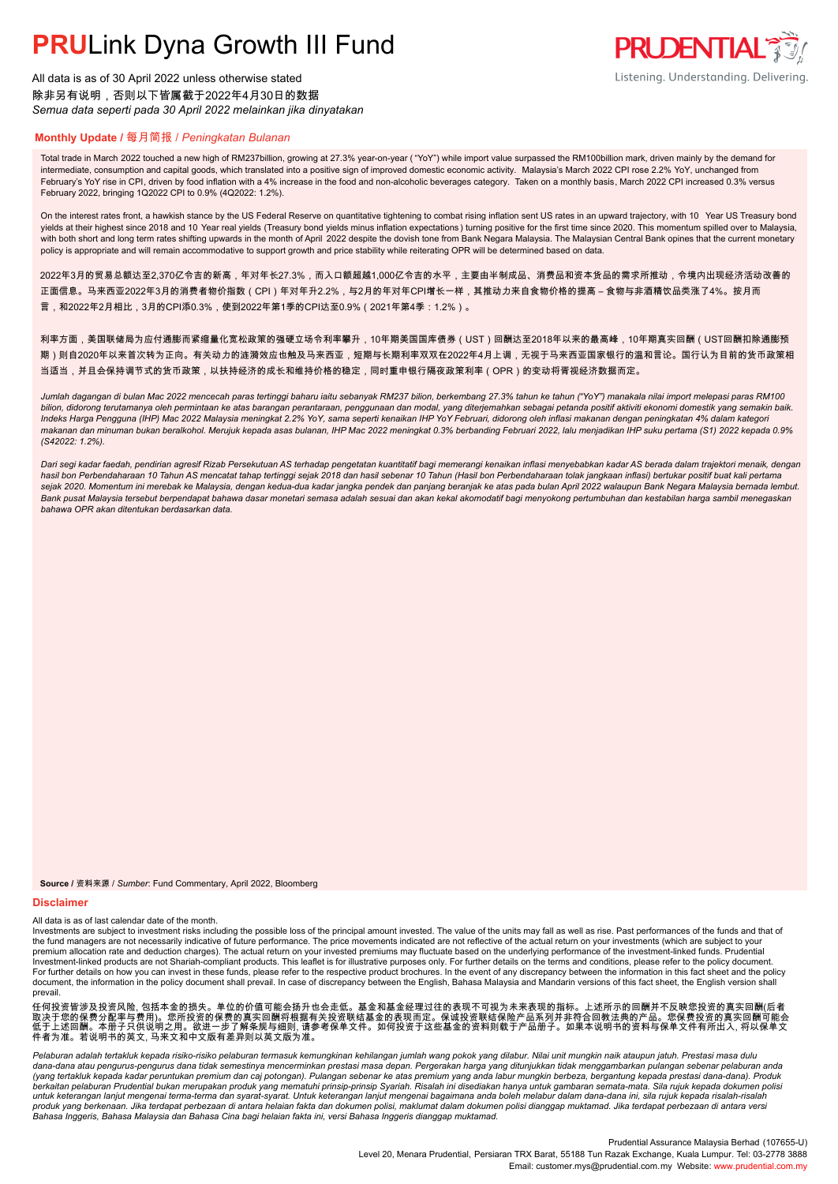# **PRU**Link Dyna Growth III Fund

All data is as of 30 April 2022 unless otherwise stated
除非另有说明，否则以下皆属截于2022年4月30日的数据
*Semua data seperti pada 30 April 2022 melainkan jika dinyatakan*

PRUDENTIAL
Listening. Understanding. Delivering.

## Monthly Update / 每月简报 / *Peningkatan Bulanan*

Total trade in March 2022 touched a new high of RM237billion, growing at 27.3% year-on-year (“YoY”) while import value surpassed the RM100billion mark, driven mainly by the demand for intermediate, consumption and capital goods, which translated into a positive sign of improved domestic economic activity. Malaysia's March 2022 CPI rose 2.2% YoY, unchanged from February's YoY rise in CPI, driven by food inflation with a 4% increase in the food and non-alcoholic beverages category. Taken on a monthly basis, March 2022 CPI increased 0.3% versus February 2022, bringing 1Q2022 CPI to 0.9% (4Q2022: 1.2%).

On the interest rates front, a hawkish stance by the US Federal Reserve on quantitative tightening to combat rising inflation sent US rates in an upward trajectory, with 10 Year US Treasury bond yields at their highest since 2018 and 10 Year real yields (Treasury bond yields minus inflation expectations) turning positive for the first time since 2020. This momentum spilled over to Malaysia, with both short and long term rates shifting upwards in the month of April 2022 despite the dovish tone from Bank Negara Malaysia. The Malaysian Central Bank opines that the current monetary policy is appropriate and will remain accommodative to support growth and price stability while reiterating OPR will be determined based on data.

2022年3月的贸易总额达至2,370亿令吉的新高，年对年长27.3%，而入口额超越1,000亿令吉的水平，主要由半制成品、消费品和资本货品的需求所推动，令境内出现经济活动改善的正面信息。马来西亚2022年3月的消费者物价指数（CPI）年对年升2.2%，与2月的年对年CPI增长一样，其推动力来自食物价格的提高 – 食物与非酒精饮品类涨了4%。按月而言，和2022年2月相比，3月的CPI添0.3%，使到2022年第1季的CPI达至0.9%（2021年第4季：1.2%）。

利率方面，美国联储局为应付通膨而紧缩量化宽松政策的强硬立场令利率攀升，10年期美国国库债券（UST）回酬达至2018年以来的最高峰，10年期真实回酬（UST回酬扣除通膨预期）则自2020年以来首次转为正向。有关动力的涟漪效应也触及马来西亚，短期与长期利率双双在2022年4月上调，无视于马来西亚国家银行的温和言论。国行认为目前的货币政策相当适当，并且会保持调节式的货币政策，以扶持经济的成长和维持价格的稳定，同时重申银行隔夜政策利率（OPR）的变动将看视经济数据而定。

*Jumlah dagangan di bulan Mac 2022 mencecah paras tertinggi baharu iaitu sebanyak RM237 bilion, berkembang 27.3% tahun ke tahun ("YoY") manakala nilai import melepasi paras RM100 bilion, didorong terutamanya oleh permintaan ke atas barangan perantaraan, penggunaan dan modal, yang diterjemahkan sebagai petanda positif aktiviti ekonomi domestik yang semakin baik. Indeks Harga Pengguna (IHP) Mac 2022 Malaysia meningkat 2.2% YoY, sama seperti kenaikan IHP YoY Februari, didorong oleh inflasi makanan dengan peningkatan 4% dalam kategori makanan dan minuman bukan beralkohol. Merujuk kepada asas bulanan, IHP Mac 2022 meningkat 0.3% berbanding Februari 2022, lalu menjadikan IHP suku pertama (S1) 2022 kepada 0.9% (S42022: 1.2%).*

*Dari segi kadar faedah, pendirian agresif Rizab Persekutuan AS terhadap pengetatan kuantitatif bagi memerangi kenaikan inflasi menyebabkan kadar AS berada dalam trajektori menaik, dengan hasil bon Perbendaharaan 10 Tahun AS mencatat tahap tertinggi sejak 2018 dan hasil sebenar 10 Tahun (Hasil bon Perbendaharaan tolak jangkaan inflasi) bertukar positif buat kali pertama sejak 2020. Momentum ini merebak ke Malaysia, dengan kedua-dua kadar jangka pendek dan panjang beranjak ke atas pada bulan April 2022 walaupun Bank Negara Malaysia bernada lembut. Bank pusat Malaysia tersebut berpendapat bahawa dasar monetari semasa adalah sesuai dan akan kekal akomodatif bagi menyokong pertumbuhan dan kestabilan harga sambil menegaskan bahawa OPR akan ditentukan berdasarkan data.*

**Source** / 资料来源 / *Sumber*: Fund Commentary, April 2022, Bloomberg

## Disclaimer

All data is as of last calendar date of the month.
Investments are subject to investment risks including the possible loss of the principal amount invested. The value of the units may fall as well as rise. Past performances of the funds and that of the fund managers are not necessarily indicative of future performance. The price movements indicated are not reflective of the actual return on your investments (which are subject to your premium allocation rate and deduction charges). The actual return on your invested premiums may fluctuate based on the underlying performance of the investment-linked funds. Prudential Investment-linked products are not Shariah-compliant products. This leaflet is for illustrative purposes only. For further details on the terms and conditions, please refer to the policy document. For further details on how you can invest in these funds, please refer to the respective product brochures. In the event of any discrepancy between the information in this fact sheet and the policy document, the information in the policy document shall prevail. In case of discrepancy between the English, Bahasa Malaysia and Mandarin versions of this fact sheet, the English version shall prevail.

任何投资皆涉及投资风险，包括本金的损失。单位的价值可能会扬升也会走低。基金和基金经理过往的表现不可视为未来表现的指标。上述所示的回酬并不反映您投资的真实回酬(后者取决于您的保费分配率与费用)。您所投资的保费的真实回酬将根据有关投资联结基金的表现而定。保诚投资联结保险产品系列并非符合回教法典的产品。您保费投资的真实回酬可能会低于上述回酬。本册子只供说明之用。欲进一步了解条规与细则，请参考保单文件。如何投资于这些基金的资料则载于产品册子。如果本说明书的资料与保单文件有所出入，将以保单文件者为准。若说明书的英文，马来文和中文版有差异则以英文版为准。

*Pelaburan adalah tertakluk kepada risiko-risiko pelaburan termasuk kemungkinan kehilangan jumlah wang pokok yang dilabur. Nilai unit mungkin naik ataupun jatuh. Prestasi masa dulu dana-dana dan pengurus-pengurus dana tidak semestinya mencerminkan prestasi masa depan. Pergerakan harga yang ditunjukkan tidak menggambarkan pulangan sebenar pelaburan anda (yang tertakluk kepada kadar peruntukan premium dan caj potongan). Pulangan sebenar ke atas premium yang anda labur mungkin berbeza, bergantung kepada prestasi dana-dana). Produk berkaitan pelaburan Prudential bukan merupakan produk yang mematuhi prinsip-prinsip Syariah. Risalah ini disediakan hanya untuk gambaran semata-mata. Sila rujuk kepada dokumen polisi untuk keterangan lanjut mengenai terma-terma dan syarat-syarat. Untuk keterangan lanjut mengenai bagaimana anda boleh melabur dalam dana-dana ini, sila rujuk kepada risalah-risalah produk yang berkenaan. Jika terdapat perbezaan di antara helaian fakta dan dokumen polisi, maklumat dalam dokumen polisi dianggap muktamad. Jika terdapat perbezaan di antara versi Bahasa Inggeris, Bahasa Malaysia dan Bahasa Cina bagi helaian fakta ini, versi Bahasa Inggeris dianggap muktamad.*

Prudential Assurance Malaysia Berhad (107655-U)
Level 20, Menara Prudential, Persiaran TRX Barat, 55188 Tun Razak Exchange, Kuala Lumpur. Tel: 03-2778 3888
Email: customer.mys@prudential.com.my Website: www.prudential.com.my